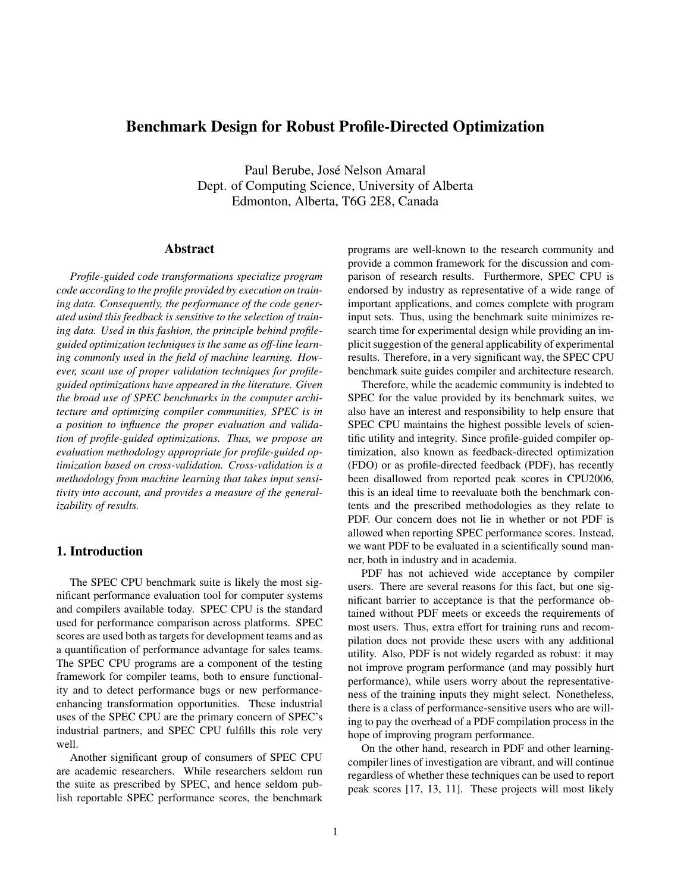# Benchmark Design for Robust Profile-Directed Optimization

Paul Berube, José Nelson Amaral
Dept. of Computing Science, University of Alberta
Edmonton, Alberta, T6G 2E8, Canada

## Abstract

*Profile-guided code transformations specialize program code according to the profile provided by execution on training data. Consequently, the performance of the code generated usind this feedback is sensitive to the selection of training data. Used in this fashion, the principle behind profile-guided optimization techniques is the same as off-line learning commonly used in the field of machine learning. However, scant use of proper validation techniques for profile-guided optimizations have appeared in the literature. Given the broad use of SPEC benchmarks in the computer architecture and optimizing compiler communities, SPEC is in a position to influence the proper evaluation and validation of profile-guided optimizations. Thus, we propose an evaluation methodology appropriate for profile-guided optimization based on cross-validation. Cross-validation is a methodology from machine learning that takes input sensitivity into account, and provides a measure of the generalizability of results.*

## 1. Introduction

The SPEC CPU benchmark suite is likely the most significant performance evaluation tool for computer systems and compilers available today. SPEC CPU is the standard used for performance comparison across platforms. SPEC scores are used both as targets for development teams and as a quantification of performance advantage for sales teams. The SPEC CPU programs are a component of the testing framework for compiler teams, both to ensure functionality and to detect performance bugs or new performance-enhancing transformation opportunities. These industrial uses of the SPEC CPU are the primary concern of SPEC's industrial partners, and SPEC CPU fulfills this role very well.

Another significant group of consumers of SPEC CPU are academic researchers. While researchers seldom run the suite as prescribed by SPEC, and hence seldom publish reportable SPEC performance scores, the benchmark programs are well-known to the research community and provide a common framework for the discussion and comparison of research results. Furthermore, SPEC CPU is endorsed by industry as representative of a wide range of important applications, and comes complete with program input sets. Thus, using the benchmark suite minimizes research time for experimental design while providing an implicit suggestion of the general applicability of experimental results. Therefore, in a very significant way, the SPEC CPU benchmark suite guides compiler and architecture research.

Therefore, while the academic community is indebted to SPEC for the value provided by its benchmark suites, we also have an interest and responsibility to help ensure that SPEC CPU maintains the highest possible levels of scientific utility and integrity. Since profile-guided compiler optimization, also known as feedback-directed optimization (FDO) or as profile-directed feedback (PDF), has recently been disallowed from reported peak scores in CPU2006, this is an ideal time to reevaluate both the benchmark contents and the prescribed methodologies as they relate to PDF. Our concern does not lie in whether or not PDF is allowed when reporting SPEC performance scores. Instead, we want PDF to be evaluated in a scientifically sound manner, both in industry and in academia.

PDF has not achieved wide acceptance by compiler users. There are several reasons for this fact, but one significant barrier to acceptance is that the performance obtained without PDF meets or exceeds the requirements of most users. Thus, extra effort for training runs and recompilation does not provide these users with any additional utility. Also, PDF is not widely regarded as robust: it may not improve program performance (and may possibly hurt performance), while users worry about the representativeness of the training inputs they might select. Nonetheless, there is a class of performance-sensitive users who are willing to pay the overhead of a PDF compilation process in the hope of improving program performance.

On the other hand, research in PDF and other learning-compiler lines of investigation are vibrant, and will continue regardless of whether these techniques can be used to report peak scores [17, 13, 11]. These projects will most likely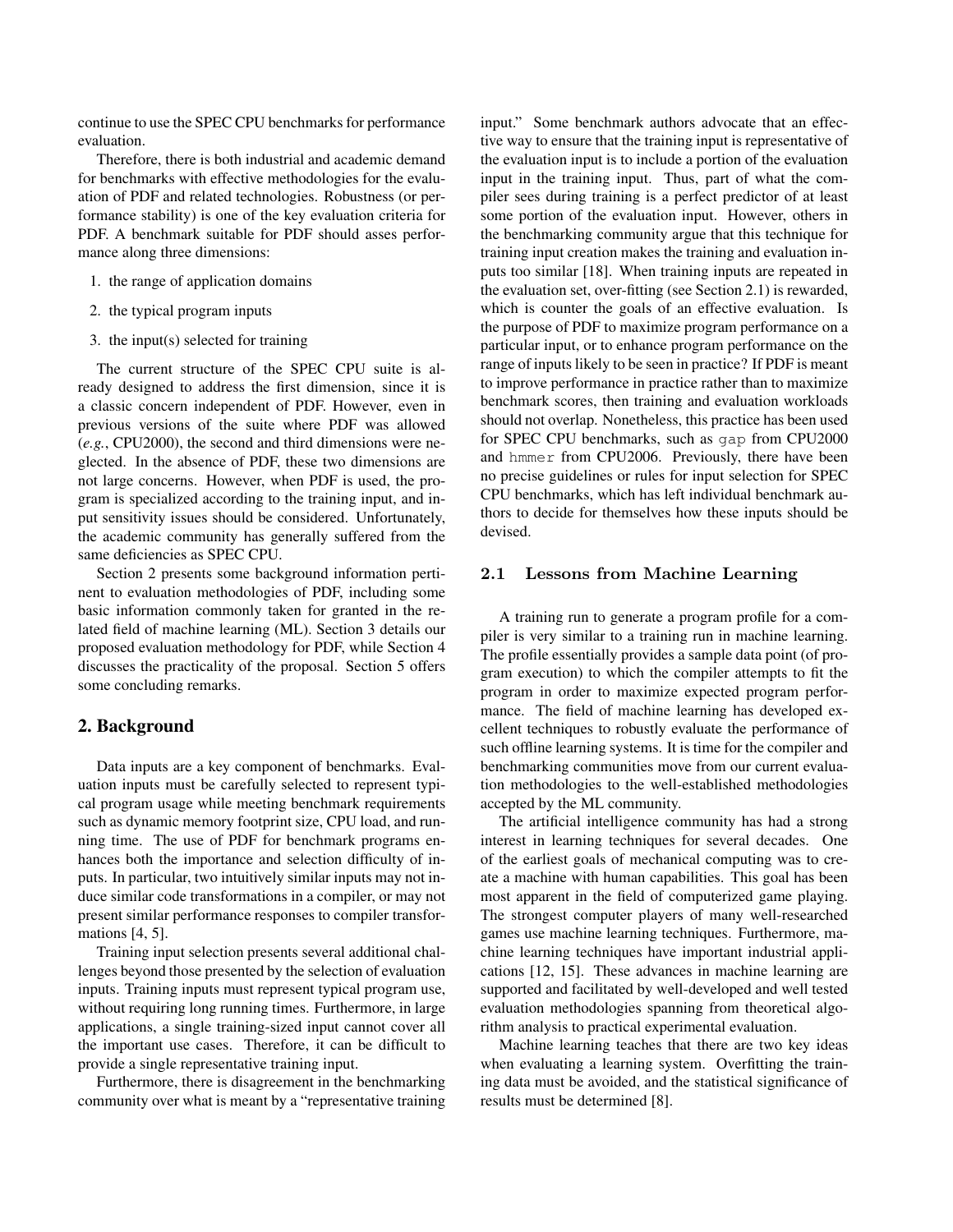continue to use the SPEC CPU benchmarks for performance evaluation.

Therefore, there is both industrial and academic demand for benchmarks with effective methodologies for the evaluation of PDF and related technologies. Robustness (or performance stability) is one of the key evaluation criteria for PDF. A benchmark suitable for PDF should asses performance along three dimensions:

1. the range of application domains
2. the typical program inputs
3. the input(s) selected for training

The current structure of the SPEC CPU suite is already designed to address the first dimension, since it is a classic concern independent of PDF. However, even in previous versions of the suite where PDF was allowed (*e.g.*, CPU2000), the second and third dimensions were neglected. In the absence of PDF, these two dimensions are not large concerns. However, when PDF is used, the program is specialized according to the training input, and input sensitivity issues should be considered. Unfortunately, the academic community has generally suffered from the same deficiencies as SPEC CPU.

Section 2 presents some background information pertinent to evaluation methodologies of PDF, including some basic information commonly taken for granted in the related field of machine learning (ML). Section 3 details our proposed evaluation methodology for PDF, while Section 4 discusses the practicality of the proposal. Section 5 offers some concluding remarks.

## 2. Background

Data inputs are a key component of benchmarks. Evaluation inputs must be carefully selected to represent typical program usage while meeting benchmark requirements such as dynamic memory footprint size, CPU load, and running time. The use of PDF for benchmark programs enhances both the importance and selection difficulty of inputs. In particular, two intuitively similar inputs may not induce similar code transformations in a compiler, or may not present similar performance responses to compiler transformations [4, 5].

Training input selection presents several additional challenges beyond those presented by the selection of evaluation inputs. Training inputs must represent typical program use, without requiring long running times. Furthermore, in large applications, a single training-sized input cannot cover all the important use cases. Therefore, it can be difficult to provide a single representative training input.

Furthermore, there is disagreement in the benchmarking community over what is meant by a "representative training input." Some benchmark authors advocate that an effective way to ensure that the training input is representative of the evaluation input is to include a portion of the evaluation input in the training input. Thus, part of what the compiler sees during training is a perfect predictor of at least some portion of the evaluation input. However, others in the benchmarking community argue that this technique for training input creation makes the training and evaluation inputs too similar [18]. When training inputs are repeated in the evaluation set, over-fitting (see Section 2.1) is rewarded, which is counter the goals of an effective evaluation. Is the purpose of PDF to maximize program performance on a particular input, or to enhance program performance on the range of inputs likely to be seen in practice? If PDF is meant to improve performance in practice rather than to maximize benchmark scores, then training and evaluation workloads should not overlap. Nonetheless, this practice has been used for SPEC CPU benchmarks, such as `gap` from CPU2000 and `hmmer` from CPU2006. Previously, there have been no precise guidelines or rules for input selection for SPEC CPU benchmarks, which has left individual benchmark authors to decide for themselves how these inputs should be devised.

### 2.1 Lessons from Machine Learning

A training run to generate a program profile for a compiler is very similar to a training run in machine learning. The profile essentially provides a sample data point (of program execution) to which the compiler attempts to fit the program in order to maximize expected program performance. The field of machine learning has developed excellent techniques to robustly evaluate the performance of such offline learning systems. It is time for the compiler and benchmarking communities move from our current evaluation methodologies to the well-established methodologies accepted by the ML community.

The artificial intelligence community has had a strong interest in learning techniques for several decades. One of the earliest goals of mechanical computing was to create a machine with human capabilities. This goal has been most apparent in the field of computerized game playing. The strongest computer players of many well-researched games use machine learning techniques. Furthermore, machine learning techniques have important industrial applications [12, 15]. These advances in machine learning are supported and facilitated by well-developed and well tested evaluation methodologies spanning from theoretical algorithm analysis to practical experimental evaluation.

Machine learning teaches that there are two key ideas when evaluating a learning system. Overfitting the training data must be avoided, and the statistical significance of results must be determined [8].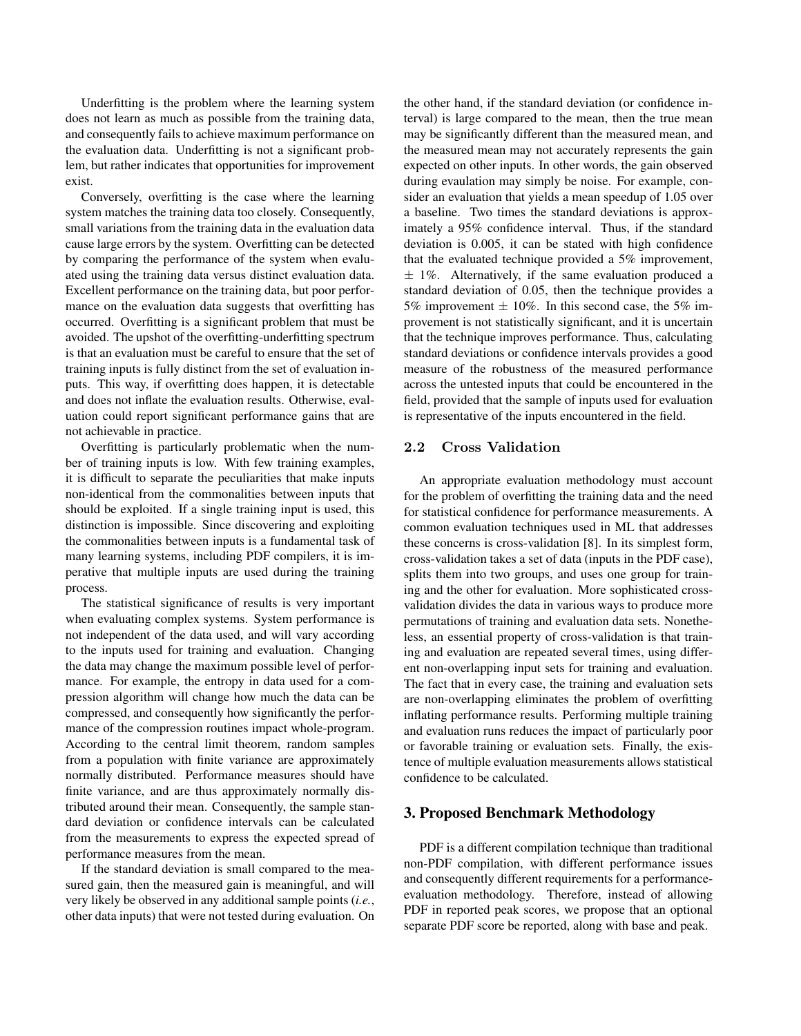Underfitting is the problem where the learning system does not learn as much as possible from the training data, and consequently fails to achieve maximum performance on the evaluation data. Underfitting is not a significant problem, but rather indicates that opportunities for improvement exist.

Conversely, overfitting is the case where the learning system matches the training data too closely. Consequently, small variations from the training data in the evaluation data cause large errors by the system. Overfitting can be detected by comparing the performance of the system when evaluated using the training data versus distinct evaluation data. Excellent performance on the training data, but poor performance on the evaluation data suggests that overfitting has occurred. Overfitting is a significant problem that must be avoided. The upshot of the overfitting-underfitting spectrum is that an evaluation must be careful to ensure that the set of training inputs is fully distinct from the set of evaluation inputs. This way, if overfitting does happen, it is detectable and does not inflate the evaluation results. Otherwise, evaluation could report significant performance gains that are not achievable in practice.

Overfitting is particularly problematic when the number of training inputs is low. With few training examples, it is difficult to separate the peculiarities that make inputs non-identical from the commonalities between inputs that should be exploited. If a single training input is used, this distinction is impossible. Since discovering and exploiting the commonalities between inputs is a fundamental task of many learning systems, including PDF compilers, it is imperative that multiple inputs are used during the training process.

The statistical significance of results is very important when evaluating complex systems. System performance is not independent of the data used, and will vary according to the inputs used for training and evaluation. Changing the data may change the maximum possible level of performance. For example, the entropy in data used for a compression algorithm will change how much the data can be compressed, and consequently how significantly the performance of the compression routines impact whole-program. According to the central limit theorem, random samples from a population with finite variance are approximately normally distributed. Performance measures should have finite variance, and are thus approximately normally distributed around their mean. Consequently, the sample standard deviation or confidence intervals can be calculated from the measurements to express the expected spread of performance measures from the mean.

If the standard deviation is small compared to the measured gain, then the measured gain is meaningful, and will very likely be observed in any additional sample points (*i.e.*, other data inputs) that were not tested during evaluation. On the other hand, if the standard deviation (or confidence interval) is large compared to the mean, then the true mean may be significantly different than the measured mean, and the measured mean may not accurately represents the gain expected on other inputs. In other words, the gain observed during evaulation may simply be noise. For example, consider an evaluation that yields a mean speedup of 1.05 over a baseline. Two times the standard deviations is approximately a 95% confidence interval. Thus, if the standard deviation is 0.005, it can be stated with high confidence that the evaluated technique provided a 5% improvement, $\pm$ 1%. Alternatively, if the same evaluation produced a standard deviation of 0.05, then the technique provides a 5% improvement $\pm$ 10%. In this second case, the 5% improvement is not statistically significant, and it is uncertain that the technique improves performance. Thus, calculating standard deviations or confidence intervals provides a good measure of the robustness of the measured performance across the untested inputs that could be encountered in the field, provided that the sample of inputs used for evaluation is representative of the inputs encountered in the field.

### 2.2 Cross Validation

An appropriate evaluation methodology must account for the problem of overfitting the training data and the need for statistical confidence for performance measurements. A common evaluation techniques used in ML that addresses these concerns is cross-validation [8]. In its simplest form, cross-validation takes a set of data (inputs in the PDF case), splits them into two groups, and uses one group for training and the other for evaluation. More sophisticated cross-validation divides the data in various ways to produce more permutations of training and evaluation data sets. Nonetheless, an essential property of cross-validation is that training and evaluation are repeated several times, using different non-overlapping input sets for training and evaluation. The fact that in every case, the training and evaluation sets are non-overlapping eliminates the problem of overfitting inflating performance results. Performing multiple training and evaluation runs reduces the impact of particularly poor or favorable training or evaluation sets. Finally, the existence of multiple evaluation measurements allows statistical confidence to be calculated.

## 3. Proposed Benchmark Methodology

PDF is a different compilation technique than traditional non-PDF compilation, with different performance issues and consequently different requirements for a performance-evaluation methodology. Therefore, instead of allowing PDF in reported peak scores, we propose that an optional separate PDF score be reported, along with base and peak.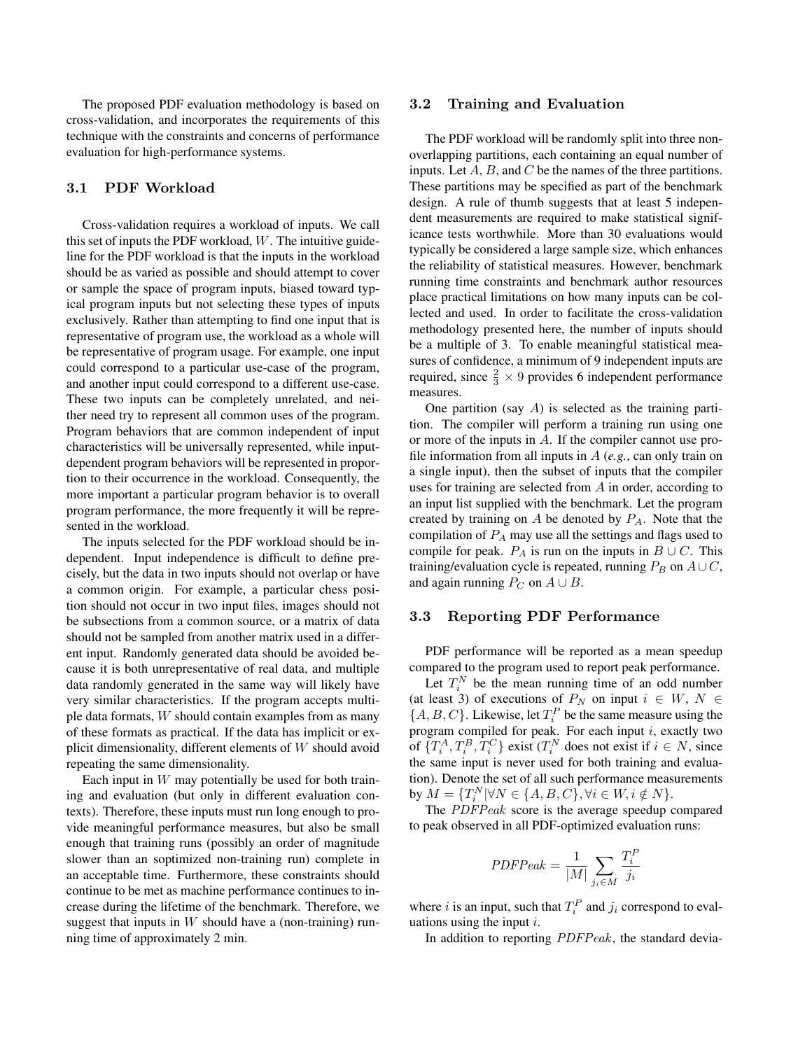The proposed PDF evaluation methodology is based on cross-validation, and incorporates the requirements of this technique with the constraints and concerns of performance evaluation for high-performance systems.

### 3.1 PDF Workload

Cross-validation requires a workload of inputs. We call this set of inputs the PDF workload, $W$. The intuitive guideline for the PDF workload is that the inputs in the workload should be as varied as possible and should attempt to cover or sample the space of program inputs, biased toward typical program inputs but not selecting these types of inputs exclusively. Rather than attempting to find one input that is representative of program use, the workload as a whole will be representative of program usage. For example, one input could correspond to a particular use-case of the program, and another input could correspond to a different use-case. These two inputs can be completely unrelated, and neither need try to represent all common uses of the program. Program behaviors that are common independent of input characteristics will be universally represented, while input-dependent program behaviors will be represented in proportion to their occurrence in the workload. Consequently, the more important a particular program behavior is to overall program performance, the more frequently it will be represented in the workload.

The inputs selected for the PDF workload should be independent. Input independence is difficult to define precisely, but the data in two inputs should not overlap or have a common origin. For example, a particular chess position should not occur in two input files, images should not be subsections from a common source, or a matrix of data should not be sampled from another matrix used in a different input. Randomly generated data should be avoided because it is both unrepresentative of real data, and multiple data randomly generated in the same way will likely have very similar characteristics. If the program accepts multiple data formats, $W$ should contain examples from as many of these formats as practical. If the data has implicit or explicit dimensionality, different elements of $W$ should avoid repeating the same dimensionality.

Each input in $W$ may potentially be used for both training and evaluation (but only in different evaluation contexts). Therefore, these inputs must run long enough to provide meaningful performance measures, but also be small enough that training runs (possibly an order of magnitude slower than an soptimized non-training run) complete in an acceptable time. Furthermore, these constraints should continue to be met as machine performance continues to increase during the lifetime of the benchmark. Therefore, we suggest that inputs in $W$ should have a (non-training) running time of approximately 2 min.

### 3.2 Training and Evaluation

The PDF workload will be randomly split into three non-overlapping partitions, each containing an equal number of inputs. Let $A$, $B$, and $C$ be the names of the three partitions. These partitions may be specified as part of the benchmark design. A rule of thumb suggests that at least 5 independent measurements are required to make statistical significance tests worthwhile. More than 30 evaluations would typically be considered a large sample size, which enhances the reliability of statistical measures. However, benchmark running time constraints and benchmark author resources place practical limitations on how many inputs can be collected and used. In order to facilitate the cross-validation methodology presented here, the number of inputs should be a multiple of 3. To enable meaningful statistical measures of confidence, a minimum of 9 independent inputs are required, since $\frac{2}{3} \times 9$ provides 6 independent performance measures.

One partition (say $A$) is selected as the training partition. The compiler will perform a training run using one or more of the inputs in $A$. If the compiler cannot use profile information from all inputs in $A$ (*e.g.*, can only train on a single input), then the subset of inputs that the compiler uses for training are selected from $A$ in order, according to an input list supplied with the benchmark. Let the program created by training on $A$ be denoted by $P_A$. Note that the compilation of $P_A$ may use all the settings and flags used to compile for peak. $P_A$ is run on the inputs in $B \cup C$. This training/evaluation cycle is repeated, running $P_B$ on $A \cup C$, and again running $P_C$ on $A \cup B$.

### 3.3 Reporting PDF Performance

PDF performance will be reported as a mean speedup compared to the program used to report peak performance.

Let $T_i^N$ be the mean running time of an odd number (at least 3) of executions of $P_N$ on input $i \in W$, $N \in \{A, B, C\}$. Likewise, let $T_i^P$ be the same measure using the program compiled for peak. For each input $i$, exactly two of $\{T_i^A, T_i^B, T_i^C\}$ exist ($T_i^N$ does not exist if $i \in N$, since the same input is never used for both training and evaluation). Denote the set of all such performance measurements by $M = \{T_i^N | \forall N \in \{A, B, C\}, \forall i \in W, i \notin N\}$.

The $PDFPeak$ score is the average speedup compared to peak observed in all PDF-optimized evaluation runs:

$$PDFPeak = \frac{1}{|M|} \sum_{j_i \in M} \frac{T_i^P}{j_i}$$

where $i$ is an input, such that $T_i^P$ and $j_i$ correspond to evaluations using the input $i$.

In addition to reporting $PDFPeak$, the standard devia-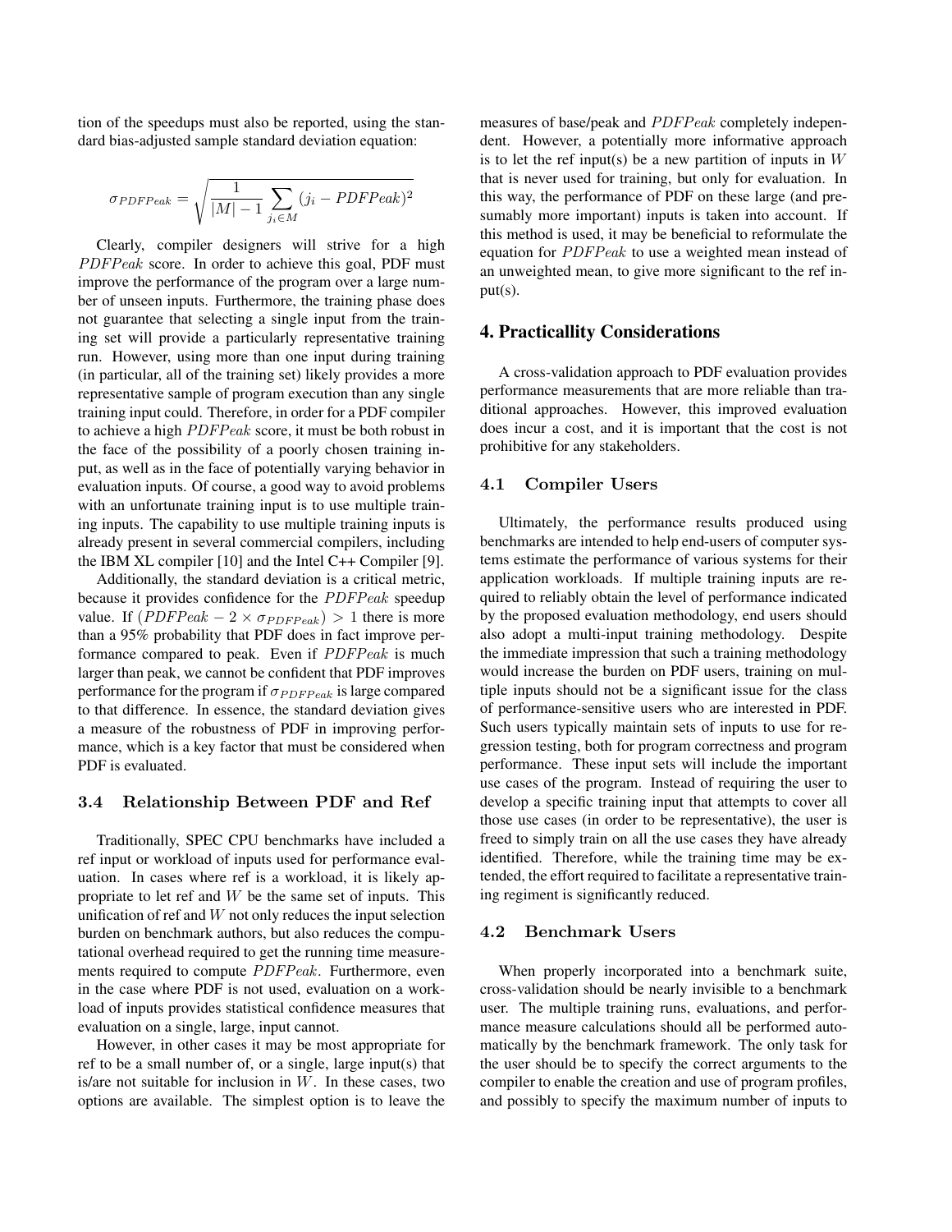tion of the speedups must also be reported, using the standard bias-adjusted sample standard deviation equation:

$$\sigma_{PDFPeak} = \sqrt{\frac{1}{|M|-1}\sum_{j_i \in M}(j_i - PDFPeak)^2}$$

Clearly, compiler designers will strive for a high $PDFPeak$ score. In order to achieve this goal, PDF must improve the performance of the program over a large number of unseen inputs. Furthermore, the training phase does not guarantee that selecting a single input from the training set will provide a particularly representative training run. However, using more than one input during training (in particular, all of the training set) likely provides a more representative sample of program execution than any single training input could. Therefore, in order for a PDF compiler to achieve a high $PDFPeak$ score, it must be both robust in the face of the possibility of a poorly chosen training input, as well as in the face of potentially varying behavior in evaluation inputs. Of course, a good way to avoid problems with an unfortunate training input is to use multiple training inputs. The capability to use multiple training inputs is already present in several commercial compilers, including the IBM XL compiler [10] and the Intel C++ Compiler [9].

Additionally, the standard deviation is a critical metric, because it provides confidence for the $PDFPeak$ speedup value. If $(PDFPeak - 2 \times \sigma_{PDFPeak}) > 1$ there is more than a 95% probability that PDF does in fact improve performance compared to peak. Even if $PDFPeak$ is much larger than peak, we cannot be confident that PDF improves performance for the program if $\sigma_{PDFPeak}$ is large compared to that difference. In essence, the standard deviation gives a measure of the robustness of PDF in improving performance, which is a key factor that must be considered when PDF is evaluated.

### 3.4 Relationship Between PDF and Ref

Traditionally, SPEC CPU benchmarks have included a ref input or workload of inputs used for performance evaluation. In cases where ref is a workload, it is likely appropriate to let ref and $W$ be the same set of inputs. This unification of ref and $W$ not only reduces the input selection burden on benchmark authors, but also reduces the computational overhead required to get the running time measurements required to compute $PDFPeak$. Furthermore, even in the case where PDF is not used, evaluation on a workload of inputs provides statistical confidence measures that evaluation on a single, large, input cannot.

However, in other cases it may be most appropriate for ref to be a small number of, or a single, large input(s) that is/are not suitable for inclusion in $W$. In these cases, two options are available. The simplest option is to leave the measures of base/peak and $PDFPeak$ completely independent. However, a potentially more informative approach is to let the ref input(s) be a new partition of inputs in $W$ that is never used for training, but only for evaluation. In this way, the performance of PDF on these large (and presumably more important) inputs is taken into account. If this method is used, it may be beneficial to reformulate the equation for $PDFPeak$ to use a weighted mean instead of an unweighted mean, to give more significant to the ref input(s).

## 4. Practicallity Considerations

A cross-validation approach to PDF evaluation provides performance measurements that are more reliable than traditional approaches. However, this improved evaluation does incur a cost, and it is important that the cost is not prohibitive for any stakeholders.

### 4.1 Compiler Users

Ultimately, the performance results produced using benchmarks are intended to help end-users of computer systems estimate the performance of various systems for their application workloads. If multiple training inputs are required to reliably obtain the level of performance indicated by the proposed evaluation methodology, end users should also adopt a multi-input training methodology. Despite the immediate impression that such a training methodology would increase the burden on PDF users, training on multiple inputs should not be a significant issue for the class of performance-sensitive users who are interested in PDF. Such users typically maintain sets of inputs to use for regression testing, both for program correctness and program performance. These input sets will include the important use cases of the program. Instead of requiring the user to develop a specific training input that attempts to cover all those use cases (in order to be representative), the user is freed to simply train on all the use cases they have already identified. Therefore, while the training time may be extended, the effort required to facilitate a representative training regiment is significantly reduced.

### 4.2 Benchmark Users

When properly incorporated into a benchmark suite, cross-validation should be nearly invisible to a benchmark user. The multiple training runs, evaluations, and performance measure calculations should all be performed automatically by the benchmark framework. The only task for the user should be to specify the correct arguments to the compiler to enable the creation and use of program profiles, and possibly to specify the maximum number of inputs to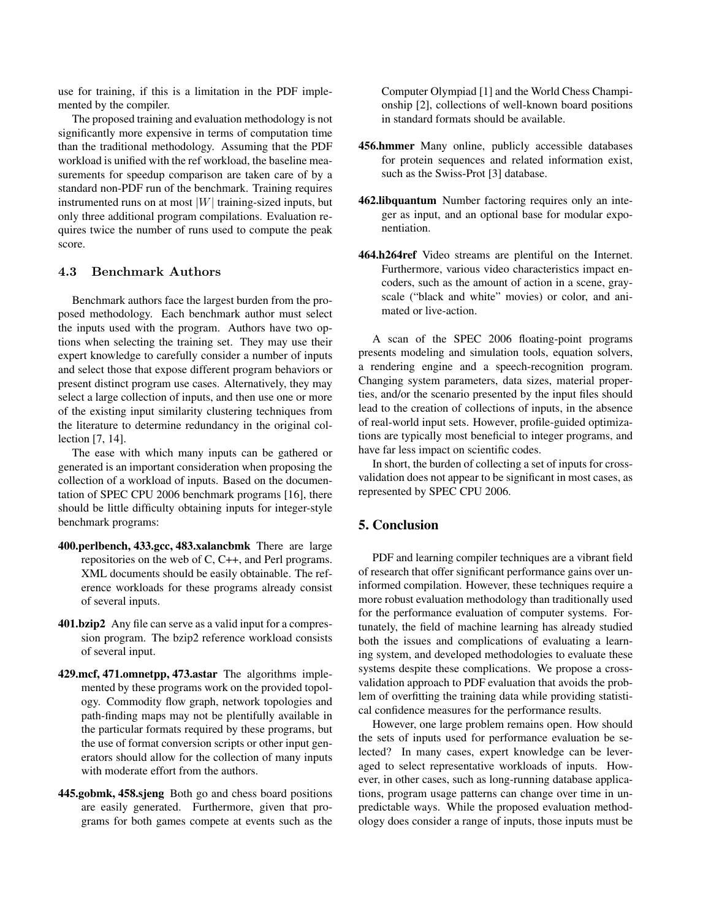use for training, if this is a limitation in the PDF implemented by the compiler.

The proposed training and evaluation methodology is not significantly more expensive in terms of computation time than the traditional methodology. Assuming that the PDF workload is unified with the ref workload, the baseline measurements for speedup comparison are taken care of by a standard non-PDF run of the benchmark. Training requires instrumented runs on at most $|W|$ training-sized inputs, but only three additional program compilations. Evaluation requires twice the number of runs used to compute the peak score.

### 4.3 Benchmark Authors

Benchmark authors face the largest burden from the proposed methodology. Each benchmark author must select the inputs used with the program. Authors have two options when selecting the training set. They may use their expert knowledge to carefully consider a number of inputs and select those that expose different program behaviors or present distinct program use cases. Alternatively, they may select a large collection of inputs, and then use one or more of the existing input similarity clustering techniques from the literature to determine redundancy in the original collection [7, 14].

The ease with which many inputs can be gathered or generated is an important consideration when proposing the collection of a workload of inputs. Based on the documentation of SPEC CPU 2006 benchmark programs [16], there should be little difficulty obtaining inputs for integer-style benchmark programs:

**400.perlbench, 433.gcc, 483.xalancbmk** There are large repositories on the web of C, C++, and Perl programs. XML documents should be easily obtainable. The reference workloads for these programs already consist of several inputs.

**401.bzip2** Any file can serve as a valid input for a compression program. The bzip2 reference workload consists of several input.

**429.mcf, 471.omnetpp, 473.astar** The algorithms implemented by these programs work on the provided topology. Commodity flow graph, network topologies and path-finding maps may not be plentifully available in the particular formats required by these programs, but the use of format conversion scripts or other input generators should allow for the collection of many inputs with moderate effort from the authors.

**445.gobmk, 458.sjeng** Both go and chess board positions are easily generated. Furthermore, given that programs for both games compete at events such as the Computer Olympiad [1] and the World Chess Championship [2], collections of well-known board positions in standard formats should be available.

**456.hmmer** Many online, publicly accessible databases for protein sequences and related information exist, such as the Swiss-Prot [3] database.

**462.libquantum** Number factoring requires only an integer as input, and an optional base for modular exponentiation.

**464.h264ref** Video streams are plentiful on the Internet. Furthermore, various video characteristics impact encoders, such as the amount of action in a scene, grayscale ("black and white" movies) or color, and animated or live-action.

A scan of the SPEC 2006 floating-point programs presents modeling and simulation tools, equation solvers, a rendering engine and a speech-recognition program. Changing system parameters, data sizes, material properties, and/or the scenario presented by the input files should lead to the creation of collections of inputs, in the absence of real-world input sets. However, profile-guided optimizations are typically most beneficial to integer programs, and have far less impact on scientific codes.

In short, the burden of collecting a set of inputs for cross-validation does not appear to be significant in most cases, as represented by SPEC CPU 2006.

## 5. Conclusion

PDF and learning compiler techniques are a vibrant field of research that offer significant performance gains over uninformed compilation. However, these techniques require a more robust evaluation methodology than traditionally used for the performance evaluation of computer systems. Fortunately, the field of machine learning has already studied both the issues and complications of evaluating a learning system, and developed methodologies to evaluate these systems despite these complications. We propose a cross-validation approach to PDF evaluation that avoids the problem of overfitting the training data while providing statistical confidence measures for the performance results.

However, one large problem remains open. How should the sets of inputs used for performance evaluation be selected? In many cases, expert knowledge can be leveraged to select representative workloads of inputs. However, in other cases, such as long-running database applications, program usage patterns can change over time in unpredictable ways. While the proposed evaluation methodology does consider a range of inputs, those inputs must be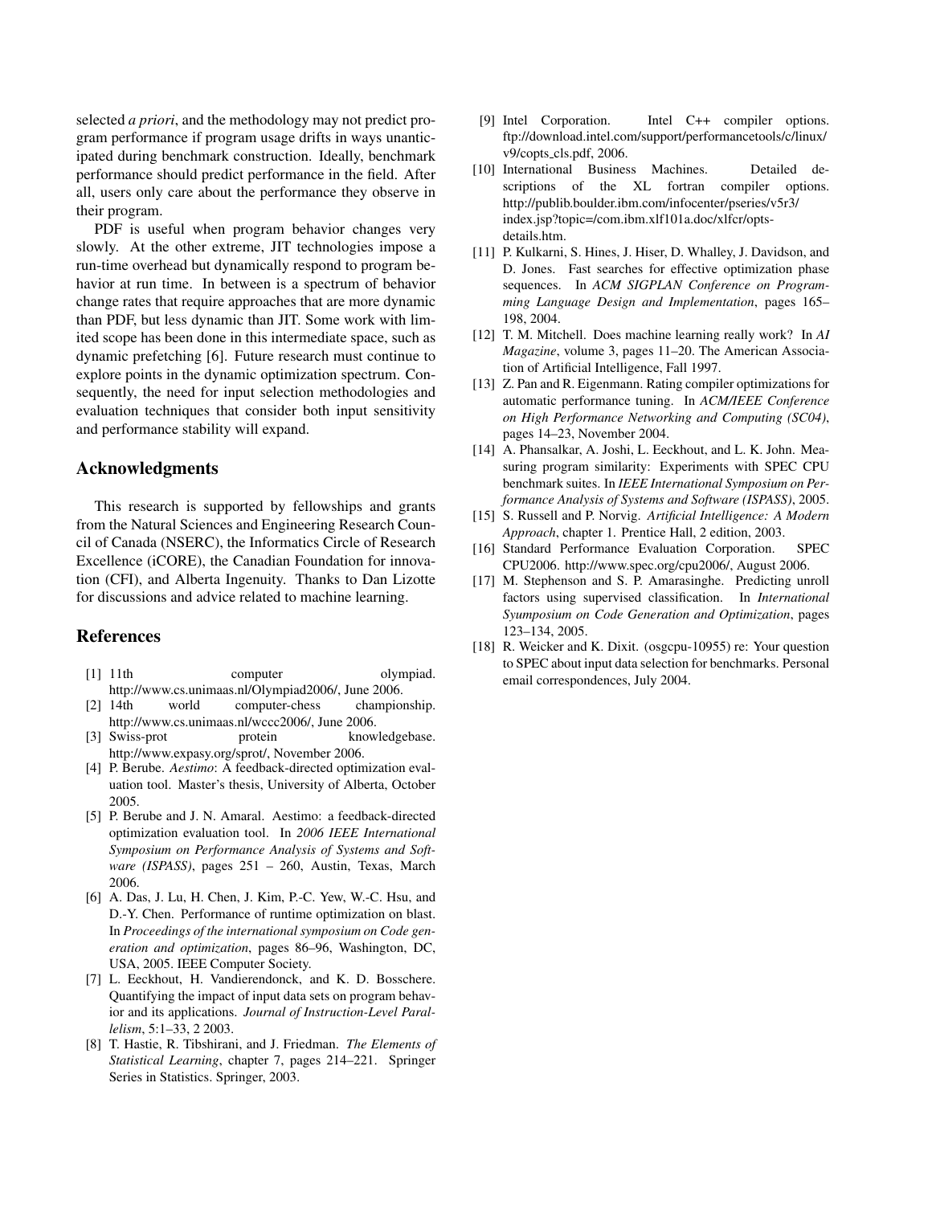selected *a priori*, and the methodology may not predict program performance if program usage drifts in ways unanticipated during benchmark construction. Ideally, benchmark performance should predict performance in the field. After all, users only care about the performance they observe in their program.

PDF is useful when program behavior changes very slowly. At the other extreme, JIT technologies impose a run-time overhead but dynamically respond to program behavior at run time. In between is a spectrum of behavior change rates that require approaches that are more dynamic than PDF, but less dynamic than JIT. Some work with limited scope has been done in this intermediate space, such as dynamic prefetching [6]. Future research must continue to explore points in the dynamic optimization spectrum. Consequently, the need for input selection methodologies and evaluation techniques that consider both input sensitivity and performance stability will expand.

## Acknowledgments

This research is supported by fellowships and grants from the Natural Sciences and Engineering Research Council of Canada (NSERC), the Informatics Circle of Research Excellence (iCORE), the Canadian Foundation for innovation (CFI), and Alberta Ingenuity. Thanks to Dan Lizotte for discussions and advice related to machine learning.

## References

[1] 11th computer olympiad. http://www.cs.unimaas.nl/Olympiad2006/, June 2006.

[2] 14th world computer-chess championship. http://www.cs.unimaas.nl/wccc2006/, June 2006.

[3] Swiss-prot protein knowledgebase. http://www.expasy.org/sprot/, November 2006.

[4] P. Berube. *Aestimo*: A feedback-directed optimization evaluation tool. Master's thesis, University of Alberta, October 2005.

[5] P. Berube and J. N. Amaral. Aestimo: a feedback-directed optimization evaluation tool. In *2006 IEEE International Symposium on Performance Analysis of Systems and Software (ISPASS)*, pages 251 – 260, Austin, Texas, March 2006.

[6] A. Das, J. Lu, H. Chen, J. Kim, P.-C. Yew, W.-C. Hsu, and D.-Y. Chen. Performance of runtime optimization on blast. In *Proceedings of the international symposium on Code generation and optimization*, pages 86–96, Washington, DC, USA, 2005. IEEE Computer Society.

[7] L. Eeckhout, H. Vandierendonck, and K. D. Bosschere. Quantifying the impact of input data sets on program behavior and its applications. *Journal of Instruction-Level Parallelism*, 5:1–33, 2 2003.

[8] T. Hastie, R. Tibshirani, and J. Friedman. *The Elements of Statistical Learning*, chapter 7, pages 214–221. Springer Series in Statistics. Springer, 2003.

[9] Intel Corporation. Intel C++ compiler options. ftp://download.intel.com/support/performancetools/c/linux/v9/copts_cls.pdf, 2006.

[10] International Business Machines. Detailed descriptions of the XL fortran compiler options. http://publib.boulder.ibm.com/infocenter/pseries/v5r3/index.jsp?topic=/com.ibm.xlf101a.doc/xlfcr/opts-details.htm.

[11] P. Kulkarni, S. Hines, J. Hiser, D. Whalley, J. Davidson, and D. Jones. Fast searches for effective optimization phase sequences. In *ACM SIGPLAN Conference on Programming Language Design and Implementation*, pages 165–198, 2004.

[12] T. M. Mitchell. Does machine learning really work? In *AI Magazine*, volume 3, pages 11–20. The American Association of Artificial Intelligence, Fall 1997.

[13] Z. Pan and R. Eigenmann. Rating compiler optimizations for automatic performance tuning. In *ACM/IEEE Conference on High Performance Networking and Computing (SC04)*, pages 14–23, November 2004.

[14] A. Phansalkar, A. Joshi, L. Eeckhout, and L. K. John. Measuring program similarity: Experiments with SPEC CPU benchmark suites. In *IEEE International Symposium on Performance Analysis of Systems and Software (ISPASS)*, 2005.

[15] S. Russell and P. Norvig. *Artificial Intelligence: A Modern Approach*, chapter 1. Prentice Hall, 2 edition, 2003.

[16] Standard Performance Evaluation Corporation. SPEC CPU2006. http://www.spec.org/cpu2006/, August 2006.

[17] M. Stephenson and S. P. Amarasinghe. Predicting unroll factors using supervised classification. In *International Syumposium on Code Generation and Optimization*, pages 123–134, 2005.

[18] R. Weicker and K. Dixit. (osgcpu-10955) re: Your question to SPEC about input data selection for benchmarks. Personal email correspondences, July 2004.